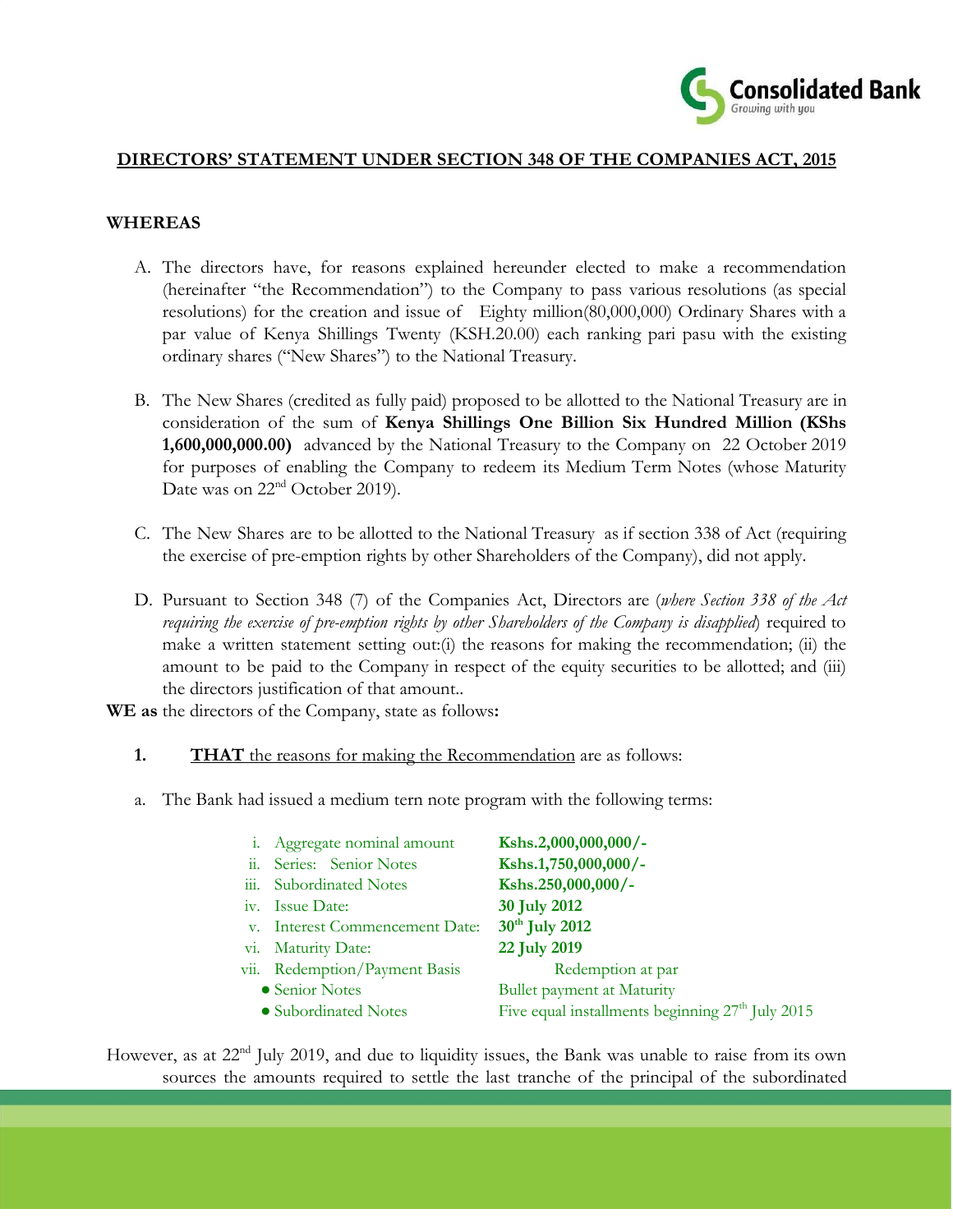Consolidated Bank
Growing with you

## DIRECTORS' STATEMENT UNDER SECTION 348 OF THE COMPANIES ACT, 2015

**WHEREAS**

A. The directors have, for reasons explained hereunder elected to make a recommendation (hereinafter "the Recommendation") to the Company to pass various resolutions (as special resolutions) for the creation and issue of Eighty million(80,000,000) Ordinary Shares with a par value of Kenya Shillings Twenty (KSH.20.00) each ranking pari pasu with the existing ordinary shares ("New Shares") to the National Treasury.

B. The New Shares (credited as fully paid) proposed to be allotted to the National Treasury are in consideration of the sum of **Kenya Shillings One Billion Six Hundred Million (KShs 1,600,000,000.00)** advanced by the National Treasury to the Company on 22 October 2019 for purposes of enabling the Company to redeem its Medium Term Notes (whose Maturity Date was on 22nd October 2019).

C. The New Shares are to be allotted to the National Treasury as if section 338 of Act (requiring the exercise of pre-emption rights by other Shareholders of the Company), did not apply.

D. Pursuant to Section 348 (7) of the Companies Act, Directors are (*where Section 338 of the Act requiring the exercise of pre-emption rights by other Shareholders of the Company is disapplied*) required to make a written statement setting out:(i) the reasons for making the recommendation; (ii) the amount to be paid to the Company in respect of the equity securities to be allotted; and (iii) the directors justification of that amount..

**WE as** the directors of the Company, state as follows**:**

**1.** **THAT** the reasons for making the Recommendation are as follows:

a. The Bank had issued a medium tern note program with the following terms:

| | |
|---|---|
| i. Aggregate nominal amount | **Kshs.2,000,000,000/-** |
| ii. Series: Senior Notes | **Kshs.1,750,000,000/-** |
| iii. Subordinated Notes | **Kshs.250,000,000/-** |
| iv. Issue Date: | **30 July 2012** |
| v. Interest Commencement Date: | **30th July 2012** |
| vi. Maturity Date: | **22 July 2019** |
| vii. Redemption/Payment Basis | Redemption at par |
| • Senior Notes | Bullet payment at Maturity |
| • Subordinated Notes | Five equal installments beginning 27th July 2015 |

However, as at 22nd July 2019, and due to liquidity issues, the Bank was unable to raise from its own sources the amounts required to settle the last tranche of the principal of the subordinated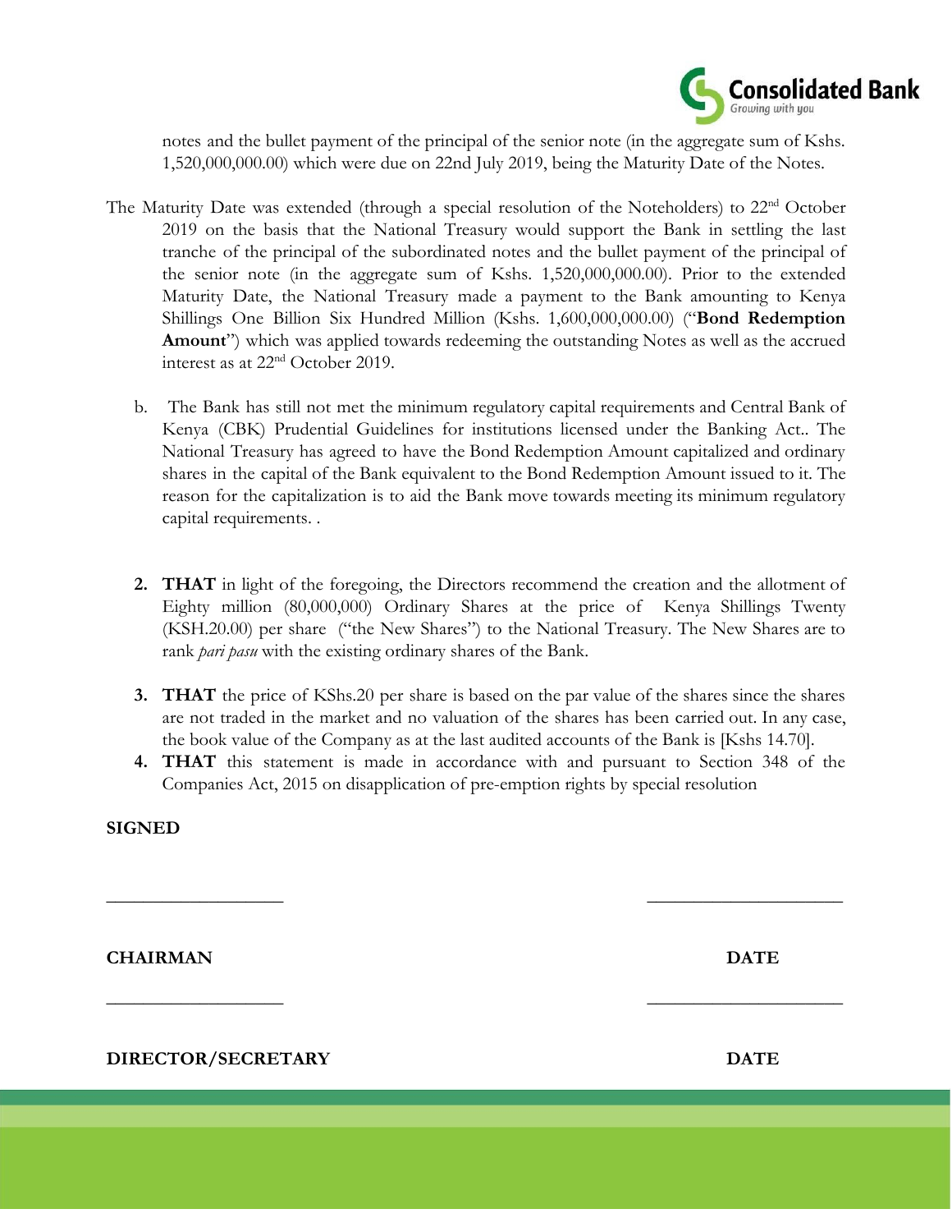notes and the bullet payment of the principal of the senior note (in the aggregate sum of Kshs. 1,520,000,000.00) which were due on 22nd July 2019, being the Maturity Date of the Notes.

The Maturity Date was extended (through a special resolution of the Noteholders) to 22nd October 2019 on the basis that the National Treasury would support the Bank in settling the last tranche of the principal of the subordinated notes and the bullet payment of the principal of the senior note (in the aggregate sum of Kshs. 1,520,000,000.00). Prior to the extended Maturity Date, the National Treasury made a payment to the Bank amounting to Kenya Shillings One Billion Six Hundred Million (Kshs. 1,600,000,000.00) ("**Bond Redemption Amount**") which was applied towards redeeming the outstanding Notes as well as the accrued interest as at 22nd October 2019.

b. The Bank has still not met the minimum regulatory capital requirements and Central Bank of Kenya (CBK) Prudential Guidelines for institutions licensed under the Banking Act.. The National Treasury has agreed to have the Bond Redemption Amount capitalized and ordinary shares in the capital of the Bank equivalent to the Bond Redemption Amount issued to it. The reason for the capitalization is to aid the Bank move towards meeting its minimum regulatory capital requirements. .

2. **THAT** in light of the foregoing, the Directors recommend the creation and the allotment of Eighty million (80,000,000) Ordinary Shares at the price of Kenya Shillings Twenty (KSH.20.00) per share ("the New Shares") to the National Treasury. The New Shares are to rank *pari pasu* with the existing ordinary shares of the Bank.

3. **THAT** the price of KShs.20 per share is based on the par value of the shares since the shares are not traded in the market and no valuation of the shares has been carried out. In any case, the book value of the Company as at the last audited accounts of the Bank is [Kshs 14.70].

4. **THAT** this statement is made in accordance with and pursuant to Section 348 of the Companies Act, 2015 on disapplication of pre-emption rights by special resolution

**SIGNED**

\_\_\_\_\_\_\_\_\_\_\_\_\_\_\_\_\_\_\_\_ \_\_\_\_\_\_\_\_\_\_\_\_\_\_\_\_\_\_\_\_

**CHAIRMAN** **DATE**

\_\_\_\_\_\_\_\_\_\_\_\_\_\_\_\_\_\_\_\_ \_\_\_\_\_\_\_\_\_\_\_\_\_\_\_\_\_\_\_\_

**DIRECTOR/SECRETARY** **DATE**